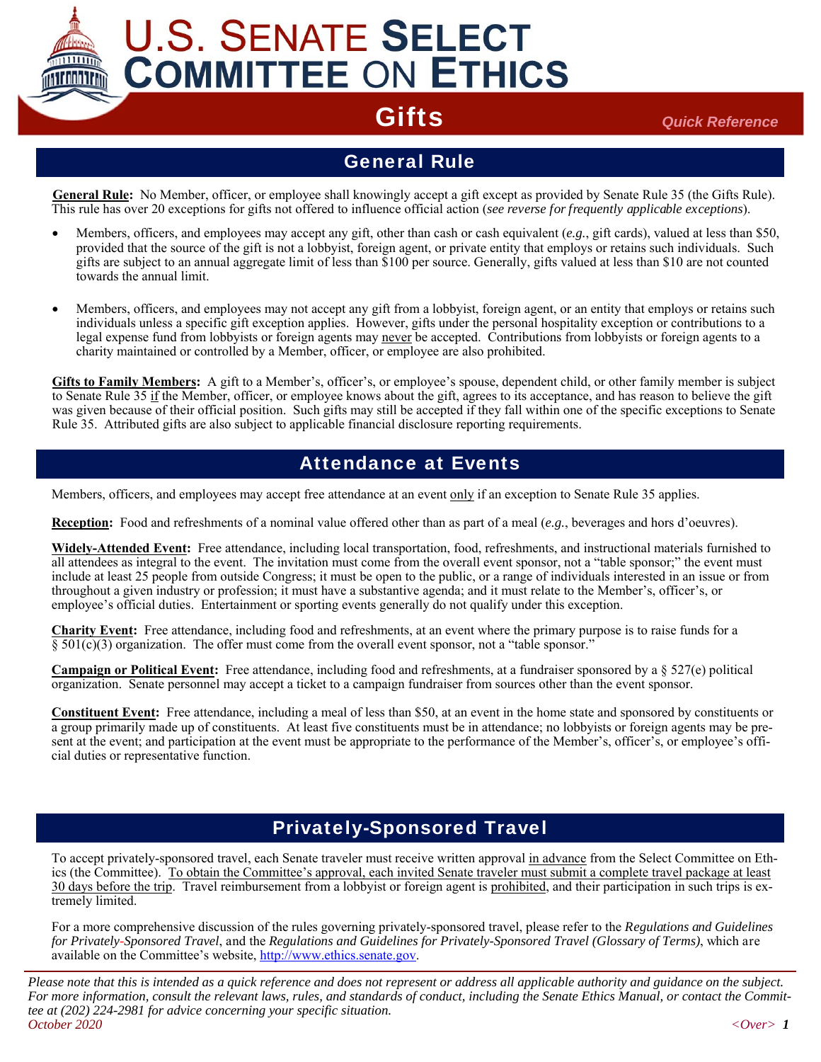# U.S. SENATE SELECT COMMITTEE ON ETHICS

# Gifts

*Quick Reference*

## General Rule

**General Rule:** No Member, officer, or employee shall knowingly accept a gift except as provided by Senate Rule 35 (the Gifts Rule). This rule has over 20 exceptions for gifts not offered to influence official action (*see reverse for frequently applicable exceptions*).

- Members, officers, and employees may accept any gift, other than cash or cash equivalent (*e.g.*, gift cards), valued at less than $50, provided that the source of the gift is not a lobbyist, foreign agent, or private entity that employs or retains such individuals. Such gifts are subject to an annual aggregate limit of less than $100 per source. Generally, gifts valued at less than $10 are not counted towards the annual limit.

- Members, officers, and employees may not accept any gift from a lobbyist, foreign agent, or an entity that employs or retains such individuals unless a specific gift exception applies. However, gifts under the personal hospitality exception or contributions to a legal expense fund from lobbyists or foreign agents may never be accepted. Contributions from lobbyists or foreign agents to a charity maintained or controlled by a Member, officer, or employee are also prohibited.

**Gifts to Family Members:** A gift to a Member's, officer's, or employee's spouse, dependent child, or other family member is subject to Senate Rule 35 if the Member, officer, or employee knows about the gift, agrees to its acceptance, and has reason to believe the gift was given because of their official position. Such gifts may still be accepted if they fall within one of the specific exceptions to Senate Rule 35. Attributed gifts are also subject to applicable financial disclosure reporting requirements.

## Attendance at Events

Members, officers, and employees may accept free attendance at an event only if an exception to Senate Rule 35 applies.

**Reception:** Food and refreshments of a nominal value offered other than as part of a meal (*e.g.*, beverages and hors d'oeuvres).

**Widely-Attended Event:** Free attendance, including local transportation, food, refreshments, and instructional materials furnished to all attendees as integral to the event. The invitation must come from the overall event sponsor, not a "table sponsor;" the event must include at least 25 people from outside Congress; it must be open to the public, or a range of individuals interested in an issue or from throughout a given industry or profession; it must have a substantive agenda; and it must relate to the Member's, officer's, or employee's official duties. Entertainment or sporting events generally do not qualify under this exception.

**Charity Event:** Free attendance, including food and refreshments, at an event where the primary purpose is to raise funds for a § 501(c)(3) organization. The offer must come from the overall event sponsor, not a "table sponsor."

**Campaign or Political Event:** Free attendance, including food and refreshments, at a fundraiser sponsored by a § 527(e) political organization. Senate personnel may accept a ticket to a campaign fundraiser from sources other than the event sponsor.

**Constituent Event:** Free attendance, including a meal of less than $50, at an event in the home state and sponsored by constituents or a group primarily made up of constituents. At least five constituents must be in attendance; no lobbyists or foreign agents may be present at the event; and participation at the event must be appropriate to the performance of the Member's, officer's, or employee's official duties or representative function.

## Privately-Sponsored Travel

To accept privately-sponsored travel, each Senate traveler must receive written approval in advance from the Select Committee on Ethics (the Committee). To obtain the Committee's approval, each invited Senate traveler must submit a complete travel package at least 30 days before the trip. Travel reimbursement from a lobbyist or foreign agent is prohibited, and their participation in such trips is extremely limited.

For a more comprehensive discussion of the rules governing privately-sponsored travel, please refer to the *Regulations and Guidelines for Privately-Sponsored Travel*, and the *Regulations and Guidelines for Privately-Sponsored Travel (Glossary of Terms)*, which are available on the Committee's website, http://www.ethics.senate.gov.

*Please note that this is intended as a quick reference and does not represent or address all applicable authority and guidance on the subject. For more information, consult the relevant laws, rules, and standards of conduct, including the Senate Ethics Manual, or contact the Committee at (202) 224-2981 for advice concerning your specific situation.*

*October 2020*

*<Over>*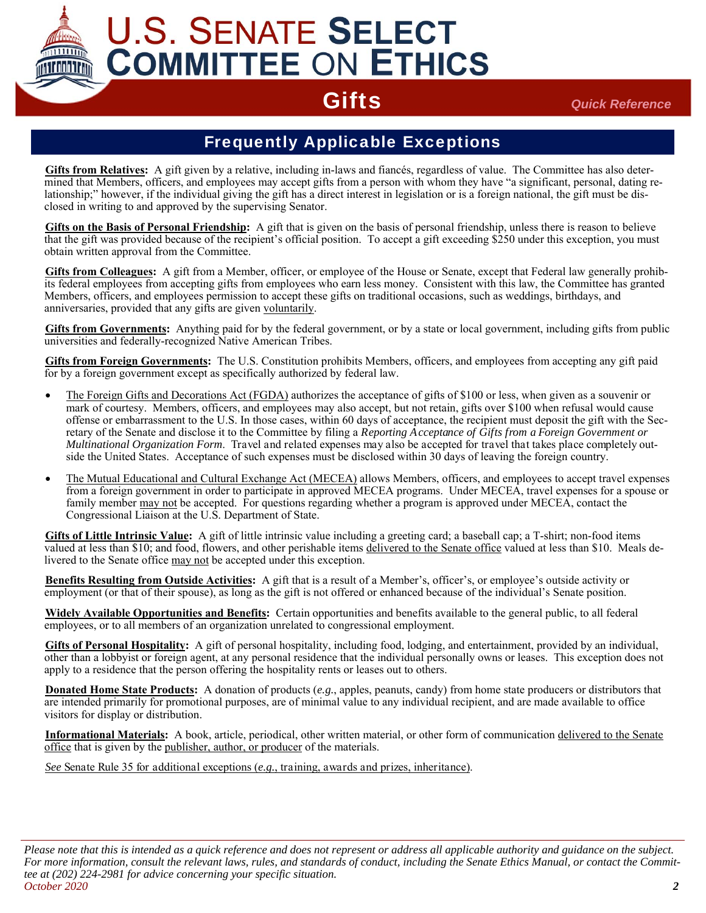# U.S. Senate Select Committee on Ethics

## Gifts

*Quick Reference*

### Frequently Applicable Exceptions

**Gifts from Relatives:** A gift given by a relative, including in-laws and fiancés, regardless of value. The Committee has also determined that Members, officers, and employees may accept gifts from a person with whom they have "a significant, personal, dating relationship;" however, if the individual giving the gift has a direct interest in legislation or is a foreign national, the gift must be disclosed in writing to and approved by the supervising Senator.

**Gifts on the Basis of Personal Friendship:** A gift that is given on the basis of personal friendship, unless there is reason to believe that the gift was provided because of the recipient's official position. To accept a gift exceeding $250 under this exception, you must obtain written approval from the Committee.

**Gifts from Colleagues:** A gift from a Member, officer, or employee of the House or Senate, except that Federal law generally prohibits federal employees from accepting gifts from employees who earn less money. Consistent with this law, the Committee has granted Members, officers, and employees permission to accept these gifts on traditional occasions, such as weddings, birthdays, and anniversaries, provided that any gifts are given voluntarily.

**Gifts from Governments:** Anything paid for by the federal government, or by a state or local government, including gifts from public universities and federally-recognized Native American Tribes.

**Gifts from Foreign Governments:** The U.S. Constitution prohibits Members, officers, and employees from accepting any gift paid for by a foreign government except as specifically authorized by federal law.

- The Foreign Gifts and Decorations Act (FGDA) authorizes the acceptance of gifts of $100 or less, when given as a souvenir or mark of courtesy. Members, officers, and employees may also accept, but not retain, gifts over $100 when refusal would cause offense or embarrassment to the U.S. In those cases, within 60 days of acceptance, the recipient must deposit the gift with the Secretary of the Senate and disclose it to the Committee by filing a *Reporting Acceptance of Gifts from a Foreign Government or Multinational Organization Form*. Travel and related expenses may also be accepted for travel that takes place completely outside the United States. Acceptance of such expenses must be disclosed within 30 days of leaving the foreign country.
- The Mutual Educational and Cultural Exchange Act (MECEA) allows Members, officers, and employees to accept travel expenses from a foreign government in order to participate in approved MECEA programs. Under MECEA, travel expenses for a spouse or family member may not be accepted. For questions regarding whether a program is approved under MECEA, contact the Congressional Liaison at the U.S. Department of State.

**Gifts of Little Intrinsic Value:** A gift of little intrinsic value including a greeting card; a baseball cap; a T-shirt; non-food items valued at less than $10; and food, flowers, and other perishable items delivered to the Senate office valued at less than $10. Meals delivered to the Senate office may not be accepted under this exception.

**Benefits Resulting from Outside Activities:** A gift that is a result of a Member's, officer's, or employee's outside activity or employment (or that of their spouse), as long as the gift is not offered or enhanced because of the individual's Senate position.

**Widely Available Opportunities and Benefits:** Certain opportunities and benefits available to the general public, to all federal employees, or to all members of an organization unrelated to congressional employment.

**Gifts of Personal Hospitality:** A gift of personal hospitality, including food, lodging, and entertainment, provided by an individual, other than a lobbyist or foreign agent, at any personal residence that the individual personally owns or leases. This exception does not apply to a residence that the person offering the hospitality rents or leases out to others.

**Donated Home State Products:** A donation of products (*e.g.*, apples, peanuts, candy) from home state producers or distributors that are intended primarily for promotional purposes, are of minimal value to any individual recipient, and are made available to office visitors for display or distribution.

**Informational Materials:** A book, article, periodical, other written material, or other form of communication delivered to the Senate office that is given by the publisher, author, or producer of the materials.

*See* Senate Rule 35 for additional exceptions (*e.g.*, training, awards and prizes, inheritance).

*Please note that this is intended as a quick reference and does not represent or address all applicable authority and guidance on the subject. For more information, consult the relevant laws, rules, and standards of conduct, including the Senate Ethics Manual, or contact the Committee at (202) 224-2981 for advice concerning your specific situation.*

*October 2020*